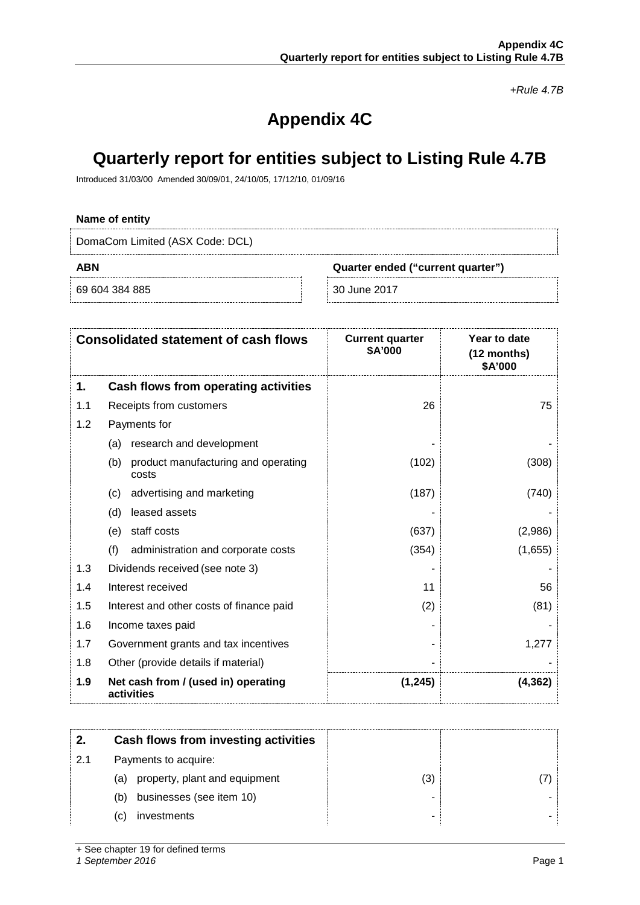*+Rule 4.7B*

# Appendix 4C

# Quarterly report for entities subject to Listing Rule 4.7B

Introduced 31/03/00 Amended 30/09/01, 24/10/05, 17/12/10, 01/09/16

**Name of entity**

DomaCom Limited (ASX Code: DCL)

| **ABN** | **Quarter ended ("current quarter")** |
|---|---|
| 69 604 384 885 | 30 June 2017 |

| | **Consolidated statement of cash flows** | **Current quarter \$A'000** | **Year to date (12 months) \$A'000** |
|---|---|---|---|
| **1.** | **Cash flows from operating activities** | | |
| 1.1 | Receipts from customers | 26 | 75 |
| 1.2 | Payments for | | |
| | (a) research and development | - | - |
| | (b) product manufacturing and operating costs | (102) | (308) |
| | (c) advertising and marketing | (187) | (740) |
| | (d) leased assets | - | - |
| | (e) staff costs | (637) | (2,986) |
| | (f) administration and corporate costs | (354) | (1,655) |
| 1.3 | Dividends received (see note 3) | - | - |
| 1.4 | Interest received | 11 | 56 |
| 1.5 | Interest and other costs of finance paid | (2) | (81) |
| 1.6 | Income taxes paid | - | - |
| 1.7 | Government grants and tax incentives | - | 1,277 |
| 1.8 | Other (provide details if material) | - | - |
| **1.9** | **Net cash from / (used in) operating activities** | **(1,245)** | **(4,362)** |

| **2.** | **Cash flows from investing activities** | | |
|---|---|---|---|
| 2.1 | Payments to acquire: | | |
| | (a) property, plant and equipment | (3) | (7) |
| | (b) businesses (see item 10) | - | - |
| | (c) investments | - | - |

+ See chapter 19 for defined terms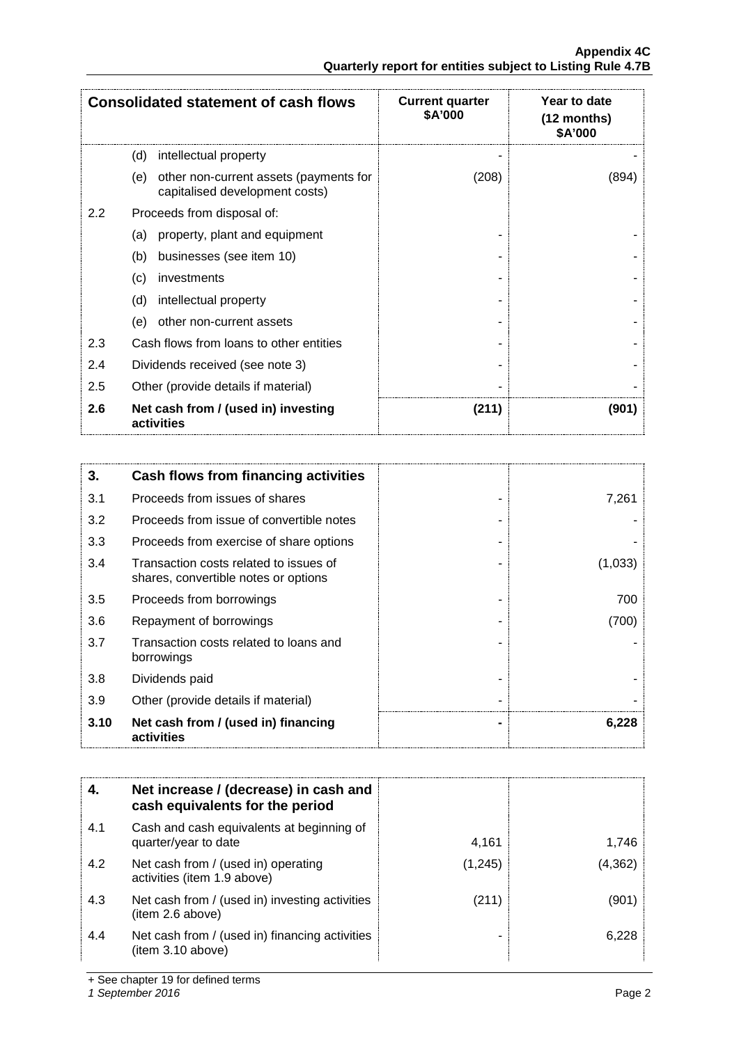| Consolidated statement of cash flows | | Current quarter \$A'000 | Year to date (12 months) \$A'000 |
|---|---|---|---|
| | (d) intellectual property | - | - |
| | (e) other non-current assets (payments for capitalised development costs) | (208) | (894) |
| 2.2 | Proceeds from disposal of: | | |
| | (a) property, plant and equipment | - | - |
| | (b) businesses (see item 10) | - | - |
| | (c) investments | - | - |
| | (d) intellectual property | - | - |
| | (e) other non-current assets | - | - |
| 2.3 | Cash flows from loans to other entities | - | - |
| 2.4 | Dividends received (see note 3) | - | - |
| 2.5 | Other (provide details if material) | - | - |
| **2.6** | **Net cash from / (used in) investing activities** | **(211)** | **(901)** |

| **3.** | **Cash flows from financing activities** | | |
|---|---|---|---|
| 3.1 | Proceeds from issues of shares | - | 7,261 |
| 3.2 | Proceeds from issue of convertible notes | - | - |
| 3.3 | Proceeds from exercise of share options | - | - |
| 3.4 | Transaction costs related to issues of shares, convertible notes or options | - | (1,033) |
| 3.5 | Proceeds from borrowings | - | 700 |
| 3.6 | Repayment of borrowings | - | (700) |
| 3.7 | Transaction costs related to loans and borrowings | - | - |
| 3.8 | Dividends paid | - | - |
| 3.9 | Other (provide details if material) | - | - |
| **3.10** | **Net cash from / (used in) financing activities** | **-** | **6,228** |

| **4.** | **Net increase / (decrease) in cash and cash equivalents for the period** | | |
|---|---|---|---|
| 4.1 | Cash and cash equivalents at beginning of quarter/year to date | 4,161 | 1,746 |
| 4.2 | Net cash from / (used in) operating activities (item 1.9 above) | (1,245) | (4,362) |
| 4.3 | Net cash from / (used in) investing activities (item 2.6 above) | (211) | (901) |
| 4.4 | Net cash from / (used in) financing activities (item 3.10 above) | - | 6,228 |

+ See chapter 19 for defined terms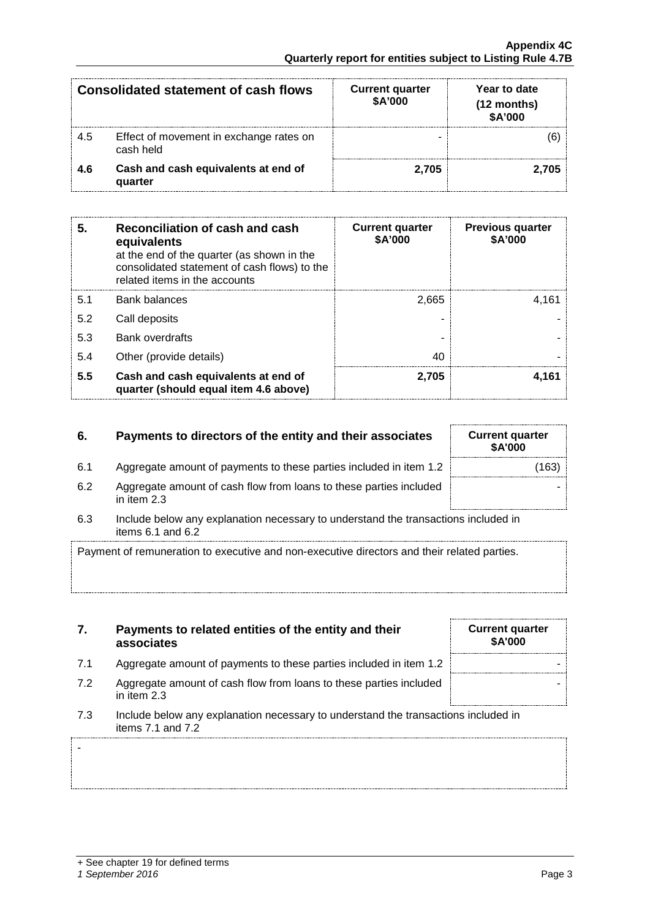| Consolidated statement of cash flows | | Current quarter $A'000 | Year to date (12 months) $A'000 |
|---|---|---|---|
| 4.5 | Effect of movement in exchange rates on cash held | - | (6) |
| **4.6** | **Cash and cash equivalents at end of quarter** | **2,705** | **2,705** |

| 5. | **Reconciliation of cash and cash equivalents** at the end of the quarter (as shown in the consolidated statement of cash flows) to the related items in the accounts | Current quarter $A'000 | Previous quarter $A'000 |
|---|---|---|---|
| 5.1 | Bank balances | 2,665 | 4,161 |
| 5.2 | Call deposits | - | - |
| 5.3 | Bank overdrafts | - | - |
| 5.4 | Other (provide details) | 40 | - |
| **5.5** | **Cash and cash equivalents at end of quarter (should equal item 4.6 above)** | **2,705** | **4,161** |

| 6. | **Payments to directors of the entity and their associates** | Current quarter $A'000 |
|---|---|---|
| 6.1 | Aggregate amount of payments to these parties included in item 1.2 | (163) |
| 6.2 | Aggregate amount of cash flow from loans to these parties included in item 2.3 | - |

6.3 Include below any explanation necessary to understand the transactions included in items 6.1 and 6.2

Payment of remuneration to executive and non-executive directors and their related parties.

| 7. | **Payments to related entities of the entity and their associates** | Current quarter $A'000 |
|---|---|---|
| 7.1 | Aggregate amount of payments to these parties included in item 1.2 | - |
| 7.2 | Aggregate amount of cash flow from loans to these parties included in item 2.3 | - |

7.3 Include below any explanation necessary to understand the transactions included in items 7.1 and 7.2

-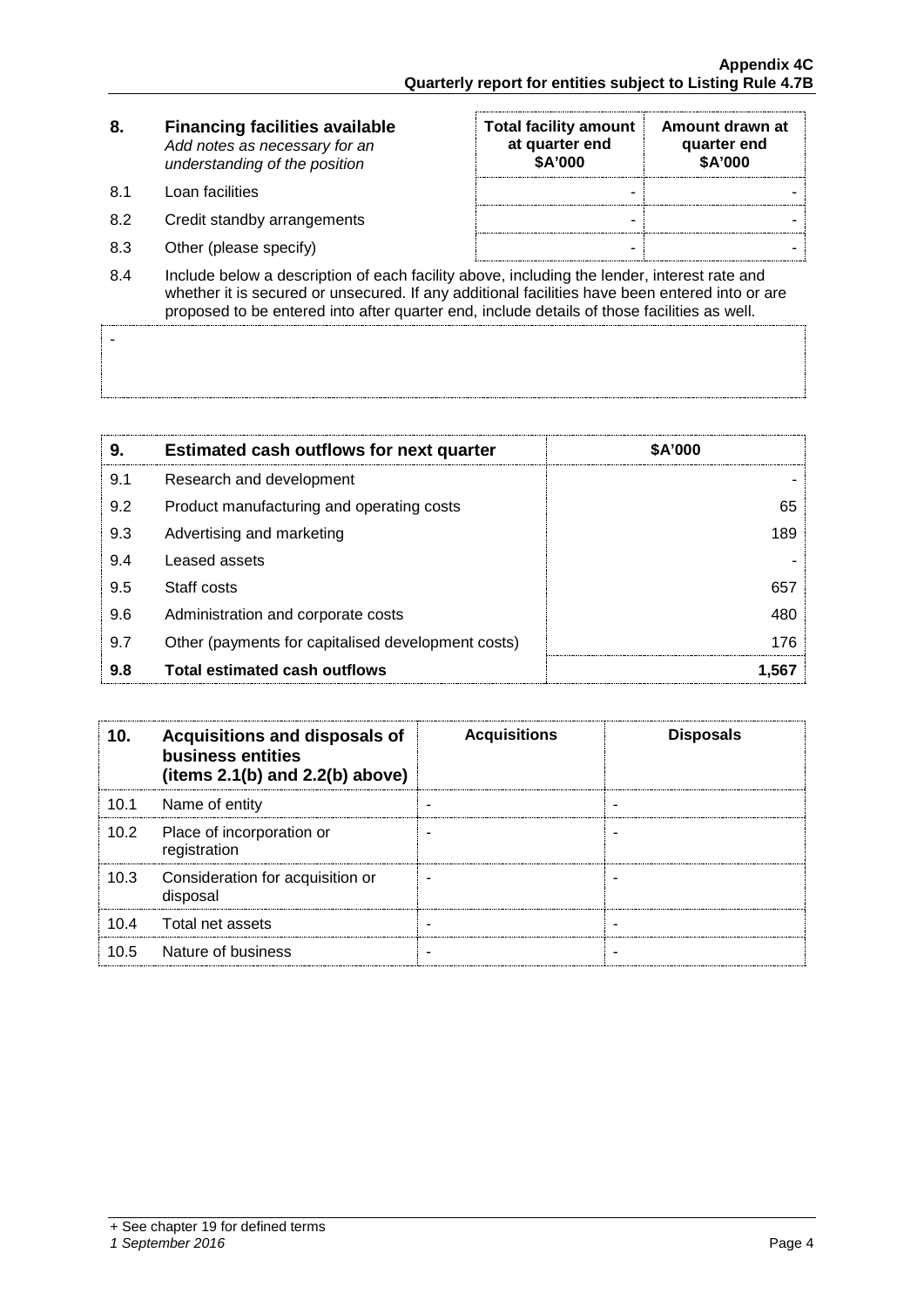| 8. | **Financing facilities available** *Add notes as necessary for an understanding of the position* | **Total facility amount at quarter end $A'000** | **Amount drawn at quarter end $A'000** |
|---|---|---|---|
| 8.1 | Loan facilities | - | - |
| 8.2 | Credit standby arrangements | - | - |
| 8.3 | Other (please specify) | - | - |

8.4 Include below a description of each facility above, including the lender, interest rate and whether it is secured or unsecured. If any additional facilities have been entered into or are proposed to be entered into after quarter end, include details of those facilities as well.

-

| 9. | **Estimated cash outflows for next quarter** | **$A'000** |
|---|---|---|
| 9.1 | Research and development | - |
| 9.2 | Product manufacturing and operating costs | 65 |
| 9.3 | Advertising and marketing | 189 |
| 9.4 | Leased assets | - |
| 9.5 | Staff costs | 657 |
| 9.6 | Administration and corporate costs | 480 |
| 9.7 | Other (payments for capitalised development costs) | 176 |
| **9.8** | **Total estimated cash outflows** | **1,567** |

| 10. | **Acquisitions and disposals of business entities (items 2.1(b) and 2.2(b) above)** | **Acquisitions** | **Disposals** |
|---|---|---|---|
| 10.1 | Name of entity | - | - |
| 10.2 | Place of incorporation or registration | - | - |
| 10.3 | Consideration for acquisition or disposal | - | - |
| 10.4 | Total net assets | - | - |
| 10.5 | Nature of business | - | - |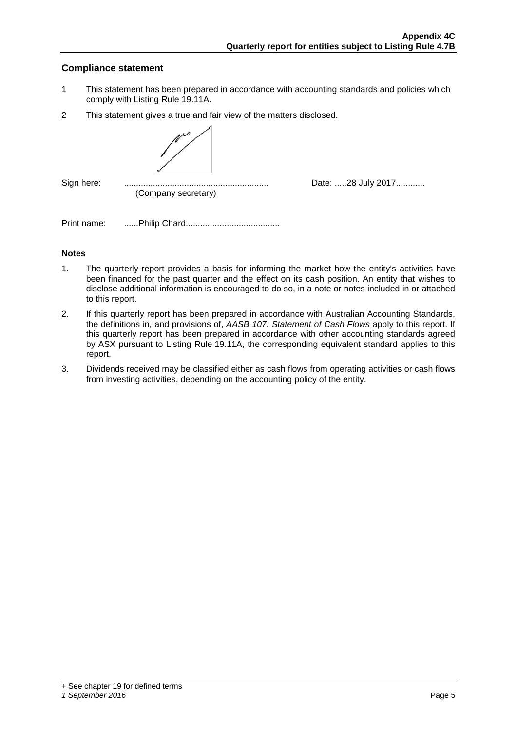## Compliance statement

1 This statement has been prepared in accordance with accounting standards and policies which comply with Listing Rule 19.11A.

2 This statement gives a true and fair view of the matters disclosed.

Sign here: ............................................................ Date: .....28 July 2017............
(Company secretary)

Print name: ......Philip Chard.......................................

### Notes

1. The quarterly report provides a basis for informing the market how the entity's activities have been financed for the past quarter and the effect on its cash position. An entity that wishes to disclose additional information is encouraged to do so, in a note or notes included in or attached to this report.

2. If this quarterly report has been prepared in accordance with Australian Accounting Standards, the definitions in, and provisions of, *AASB 107: Statement of Cash Flows* apply to this report. If this quarterly report has been prepared in accordance with other accounting standards agreed by ASX pursuant to Listing Rule 19.11A, the corresponding equivalent standard applies to this report.

3. Dividends received may be classified either as cash flows from operating activities or cash flows from investing activities, depending on the accounting policy of the entity.